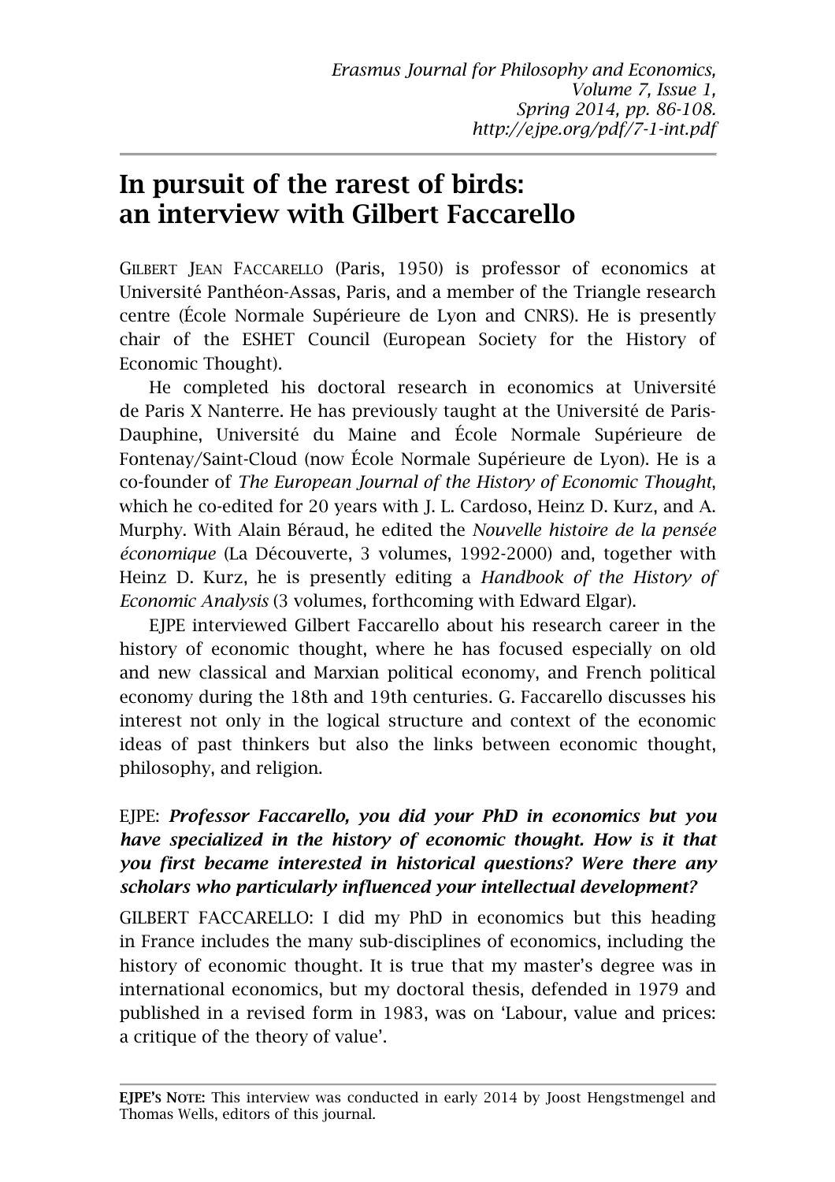*Erasmus Journal for Philosophy and Economics,*
*Volume 7, Issue 1,*
*Spring 2014, pp. 86-108.*
*http://ejpe.org/pdf/7-1-int.pdf*

# In pursuit of the rarest of birds: an interview with Gilbert Faccarello

GILBERT JEAN FACCARELLO (Paris, 1950) is professor of economics at Université Panthéon-Assas, Paris, and a member of the Triangle research centre (École Normale Supérieure de Lyon and CNRS). He is presently chair of the ESHET Council (European Society for the History of Economic Thought).

He completed his doctoral research in economics at Université de Paris X Nanterre. He has previously taught at the Université de Paris-Dauphine, Université du Maine and École Normale Supérieure de Fontenay/Saint-Cloud (now École Normale Supérieure de Lyon). He is a co-founder of *The European Journal of the History of Economic Thought*, which he co-edited for 20 years with J. L. Cardoso, Heinz D. Kurz, and A. Murphy. With Alain Béraud, he edited the *Nouvelle histoire de la pensée économique* (La Découverte, 3 volumes, 1992-2000) and, together with Heinz D. Kurz, he is presently editing a *Handbook of the History of Economic Analysis* (3 volumes, forthcoming with Edward Elgar).

EJPE interviewed Gilbert Faccarello about his research career in the history of economic thought, where he has focused especially on old and new classical and Marxian political economy, and French political economy during the 18th and 19th centuries. G. Faccarello discusses his interest not only in the logical structure and context of the economic ideas of past thinkers but also the links between economic thought, philosophy, and religion.

EJPE: ***Professor Faccarello, you did your PhD in economics but you have specialized in the history of economic thought. How is it that you first became interested in historical questions? Were there any scholars who particularly influenced your intellectual development?***

GILBERT FACCARELLO: I did my PhD in economics but this heading in France includes the many sub-disciplines of economics, including the history of economic thought. It is true that my master's degree was in international economics, but my doctoral thesis, defended in 1979 and published in a revised form in 1983, was on 'Labour, value and prices: a critique of the theory of value'.

**EJPE'S NOTE:** This interview was conducted in early 2014 by Joost Hengstmengel and Thomas Wells, editors of this journal.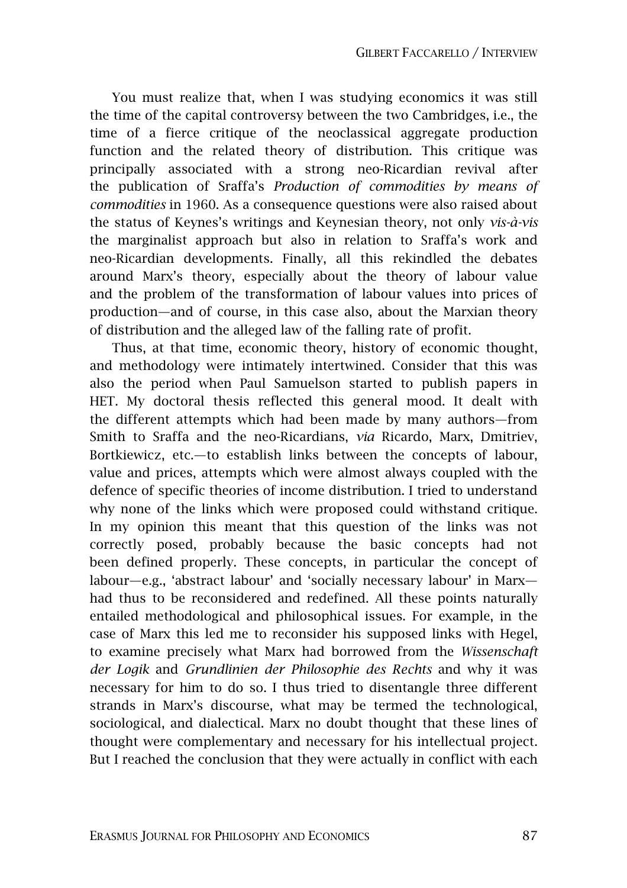You must realize that, when I was studying economics it was still the time of the capital controversy between the two Cambridges, i.e., the time of a fierce critique of the neoclassical aggregate production function and the related theory of distribution. This critique was principally associated with a strong neo-Ricardian revival after the publication of Sraffa's *Production of commodities by means of commodities* in 1960. As a consequence questions were also raised about the status of Keynes's writings and Keynesian theory, not only *vis-à-vis* the marginalist approach but also in relation to Sraffa's work and neo-Ricardian developments. Finally, all this rekindled the debates around Marx's theory, especially about the theory of labour value and the problem of the transformation of labour values into prices of production—and of course, in this case also, about the Marxian theory of distribution and the alleged law of the falling rate of profit.

Thus, at that time, economic theory, history of economic thought, and methodology were intimately intertwined. Consider that this was also the period when Paul Samuelson started to publish papers in HET. My doctoral thesis reflected this general mood. It dealt with the different attempts which had been made by many authors—from Smith to Sraffa and the neo-Ricardians, *via* Ricardo, Marx, Dmitriev, Bortkiewicz, etc.—to establish links between the concepts of labour, value and prices, attempts which were almost always coupled with the defence of specific theories of income distribution. I tried to understand why none of the links which were proposed could withstand critique. In my opinion this meant that this question of the links was not correctly posed, probably because the basic concepts had not been defined properly. These concepts, in particular the concept of labour—e.g., 'abstract labour' and 'socially necessary labour' in Marx—had thus to be reconsidered and redefined. All these points naturally entailed methodological and philosophical issues. For example, in the case of Marx this led me to reconsider his supposed links with Hegel, to examine precisely what Marx had borrowed from the *Wissenschaft der Logik* and *Grundlinien der Philosophie des Rechts* and why it was necessary for him to do so. I thus tried to disentangle three different strands in Marx's discourse, what may be termed the technological, sociological, and dialectical. Marx no doubt thought that these lines of thought were complementary and necessary for his intellectual project. But I reached the conclusion that they were actually in conflict with each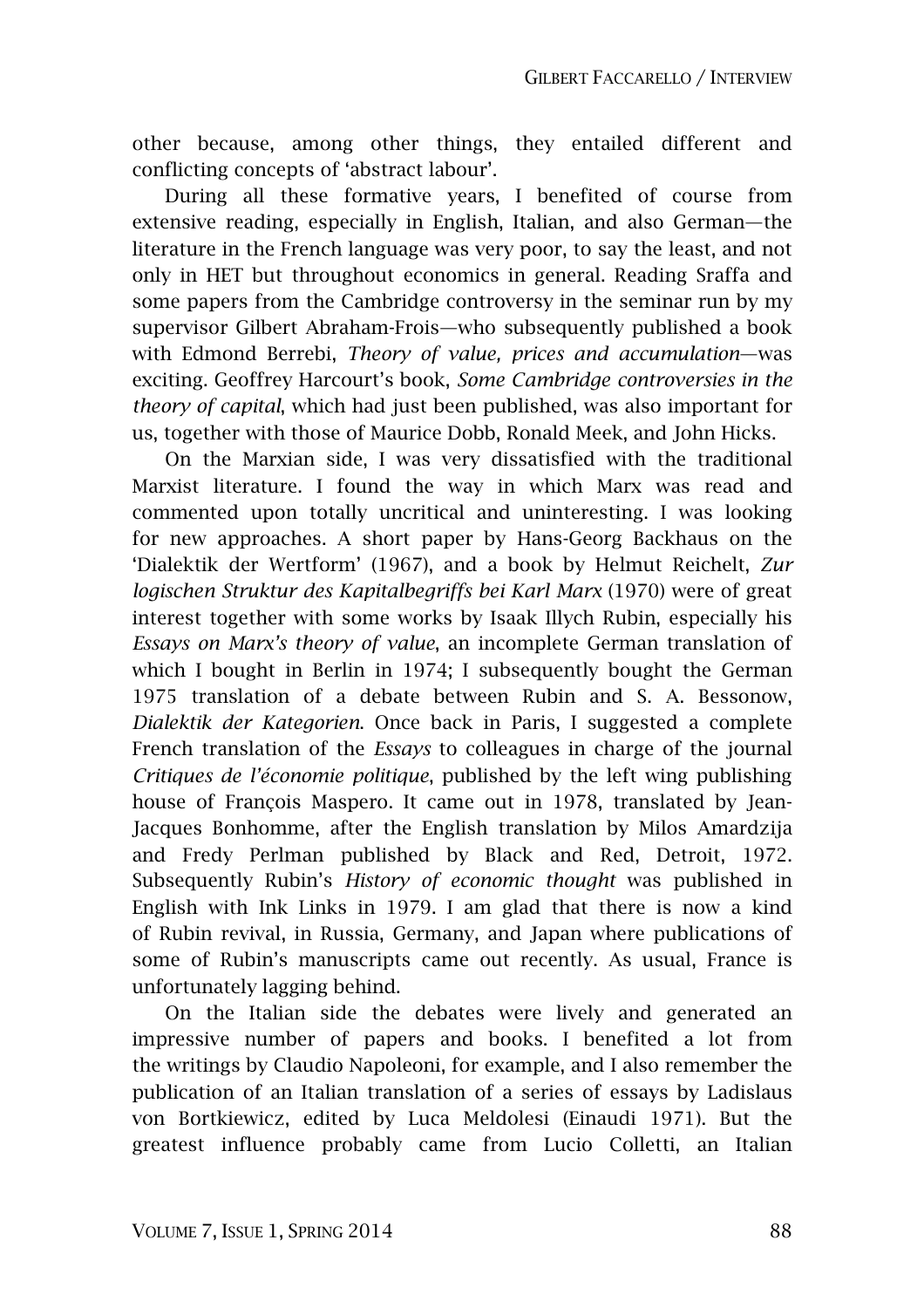other because, among other things, they entailed different and conflicting concepts of 'abstract labour'.

During all these formative years, I benefited of course from extensive reading, especially in English, Italian, and also German—the literature in the French language was very poor, to say the least, and not only in HET but throughout economics in general. Reading Sraffa and some papers from the Cambridge controversy in the seminar run by my supervisor Gilbert Abraham-Frois—who subsequently published a book with Edmond Berrebi, *Theory of value, prices and accumulation*—was exciting. Geoffrey Harcourt's book, *Some Cambridge controversies in the theory of capital*, which had just been published, was also important for us, together with those of Maurice Dobb, Ronald Meek, and John Hicks.

On the Marxian side, I was very dissatisfied with the traditional Marxist literature. I found the way in which Marx was read and commented upon totally uncritical and uninteresting. I was looking for new approaches. A short paper by Hans-Georg Backhaus on the 'Dialektik der Wertform' (1967), and a book by Helmut Reichelt, *Zur logischen Struktur des Kapitalbegriffs bei Karl Marx* (1970) were of great interest together with some works by Isaak Illych Rubin, especially his *Essays on Marx's theory of value*, an incomplete German translation of which I bought in Berlin in 1974; I subsequently bought the German 1975 translation of a debate between Rubin and S. A. Bessonow, *Dialektik der Kategorien*. Once back in Paris, I suggested a complete French translation of the *Essays* to colleagues in charge of the journal *Critiques de l'économie politique*, published by the left wing publishing house of François Maspero. It came out in 1978, translated by Jean-Jacques Bonhomme, after the English translation by Milos Amardzija and Fredy Perlman published by Black and Red, Detroit, 1972. Subsequently Rubin's *History of economic thought* was published in English with Ink Links in 1979. I am glad that there is now a kind of Rubin revival, in Russia, Germany, and Japan where publications of some of Rubin's manuscripts came out recently. As usual, France is unfortunately lagging behind.

On the Italian side the debates were lively and generated an impressive number of papers and books. I benefited a lot from the writings by Claudio Napoleoni, for example, and I also remember the publication of an Italian translation of a series of essays by Ladislaus von Bortkiewicz, edited by Luca Meldolesi (Einaudi 1971). But the greatest influence probably came from Lucio Colletti, an Italian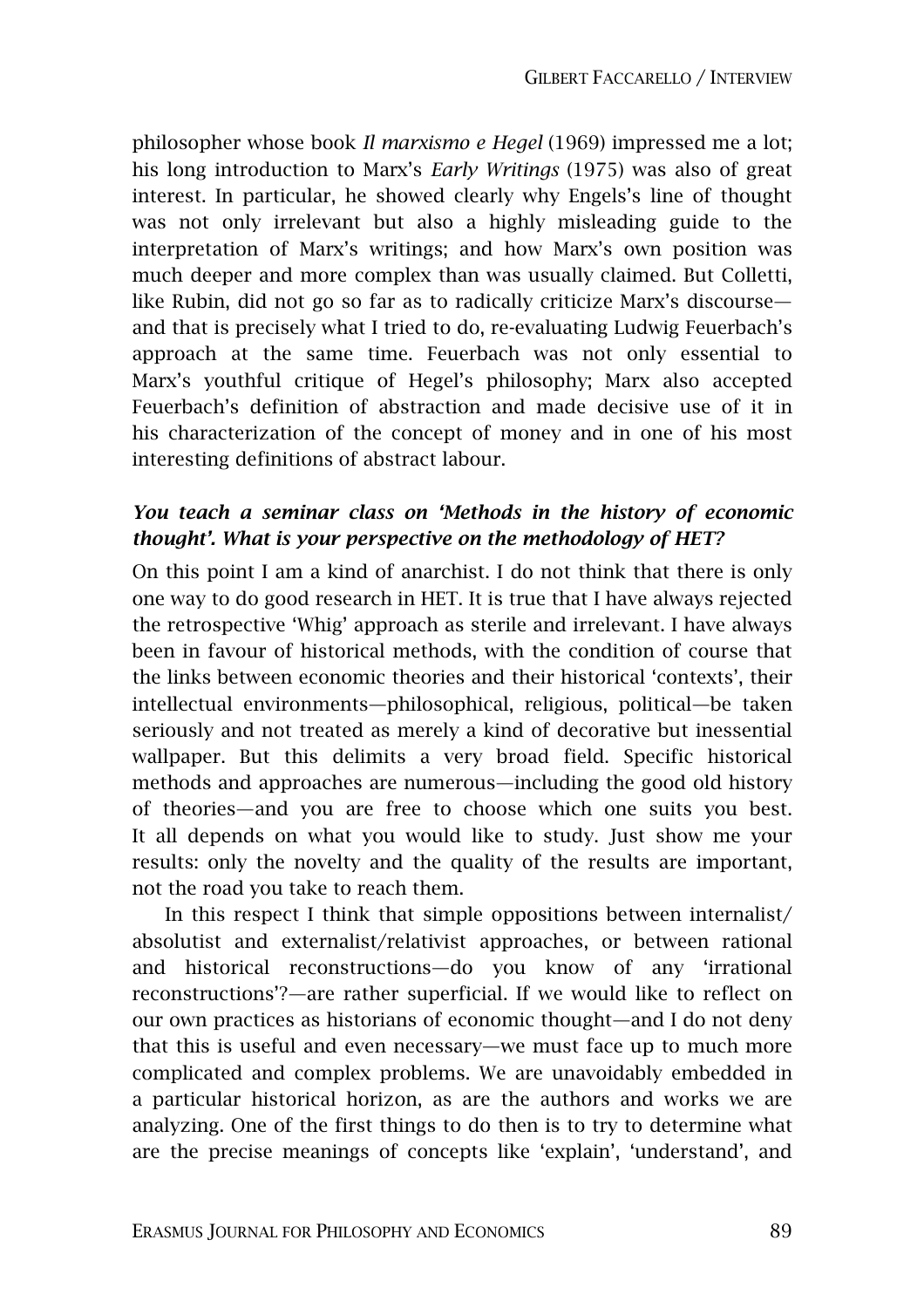philosopher whose book *Il marxismo e Hegel* (1969) impressed me a lot; his long introduction to Marx's *Early Writings* (1975) was also of great interest. In particular, he showed clearly why Engels's line of thought was not only irrelevant but also a highly misleading guide to the interpretation of Marx's writings; and how Marx's own position was much deeper and more complex than was usually claimed. But Colletti, like Rubin, did not go so far as to radically criticize Marx's discourse—and that is precisely what I tried to do, re-evaluating Ludwig Feuerbach's approach at the same time. Feuerbach was not only essential to Marx's youthful critique of Hegel's philosophy; Marx also accepted Feuerbach's definition of abstraction and made decisive use of it in his characterization of the concept of money and in one of his most interesting definitions of abstract labour.

***You teach a seminar class on 'Methods in the history of economic thought'. What is your perspective on the methodology of HET?***

On this point I am a kind of anarchist. I do not think that there is only one way to do good research in HET. It is true that I have always rejected the retrospective 'Whig' approach as sterile and irrelevant. I have always been in favour of historical methods, with the condition of course that the links between economic theories and their historical 'contexts', their intellectual environments—philosophical, religious, political—be taken seriously and not treated as merely a kind of decorative but inessential wallpaper. But this delimits a very broad field. Specific historical methods and approaches are numerous—including the good old history of theories—and you are free to choose which one suits you best. It all depends on what you would like to study. Just show me your results: only the novelty and the quality of the results are important, not the road you take to reach them.

In this respect I think that simple oppositions between internalist/absolutist and externalist/relativist approaches, or between rational and historical reconstructions—do you know of any 'irrational reconstructions'?—are rather superficial. If we would like to reflect on our own practices as historians of economic thought—and I do not deny that this is useful and even necessary—we must face up to much more complicated and complex problems. We are unavoidably embedded in a particular historical horizon, as are the authors and works we are analyzing. One of the first things to do then is to try to determine what are the precise meanings of concepts like 'explain', 'understand', and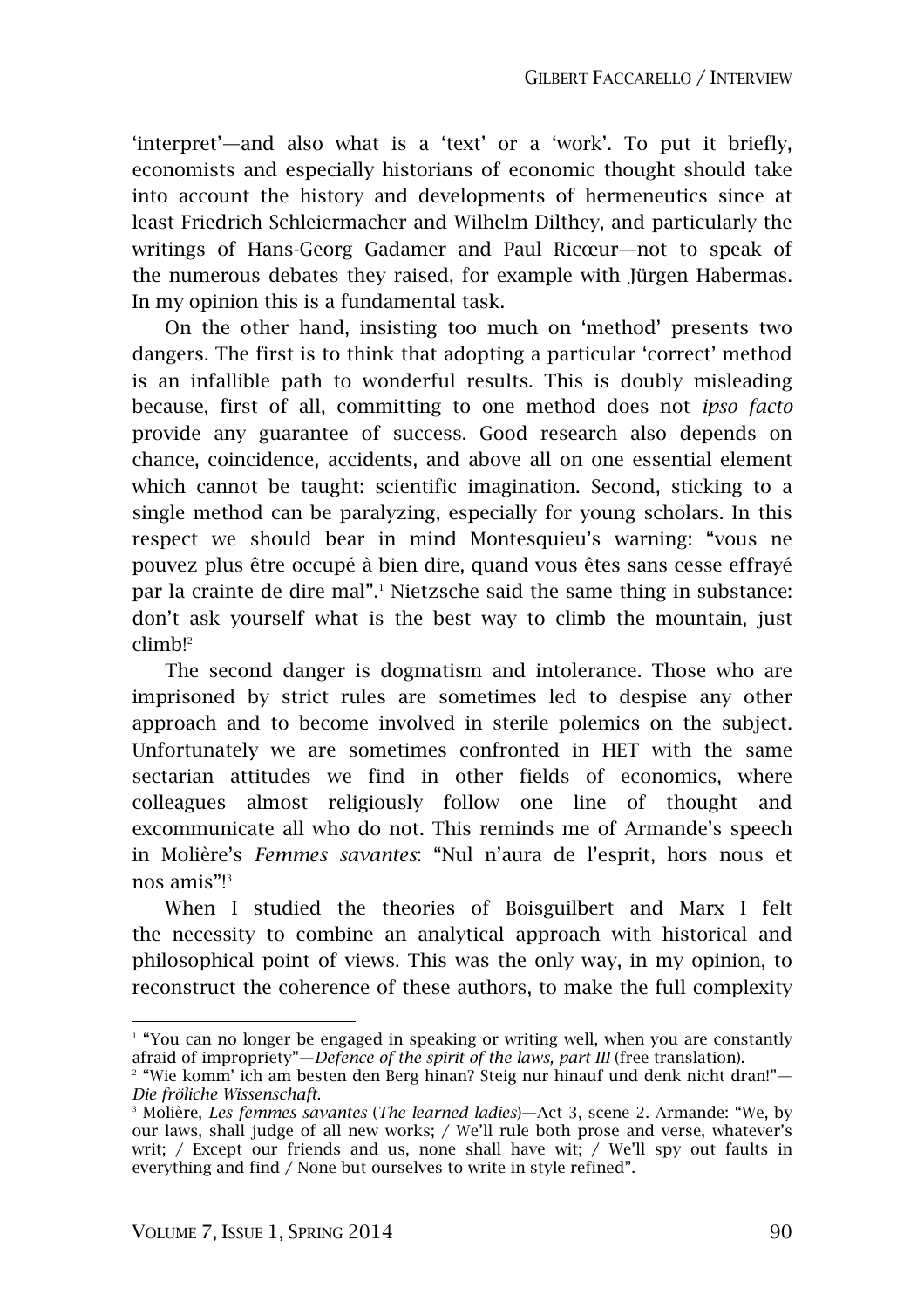'interpret'—and also what is a 'text' or a 'work'. To put it briefly, economists and especially historians of economic thought should take into account the history and developments of hermeneutics since at least Friedrich Schleiermacher and Wilhelm Dilthey, and particularly the writings of Hans-Georg Gadamer and Paul Ricœur—not to speak of the numerous debates they raised, for example with Jürgen Habermas. In my opinion this is a fundamental task.

On the other hand, insisting too much on 'method' presents two dangers. The first is to think that adopting a particular 'correct' method is an infallible path to wonderful results. This is doubly misleading because, first of all, committing to one method does not *ipso facto* provide any guarantee of success. Good research also depends on chance, coincidence, accidents, and above all on one essential element which cannot be taught: scientific imagination. Second, sticking to a single method can be paralyzing, especially for young scholars. In this respect we should bear in mind Montesquieu's warning: "vous ne pouvez plus être occupé à bien dire, quand vous êtes sans cesse effrayé par la crainte de dire mal".[1] Nietzsche said the same thing in substance: don't ask yourself what is the best way to climb the mountain, just climb![2]

The second danger is dogmatism and intolerance. Those who are imprisoned by strict rules are sometimes led to despise any other approach and to become involved in sterile polemics on the subject. Unfortunately we are sometimes confronted in HET with the same sectarian attitudes we find in other fields of economics, where colleagues almost religiously follow one line of thought and excommunicate all who do not. This reminds me of Armande's speech in Molière's *Femmes savantes*: "Nul n'aura de l'esprit, hors nous et nos amis"![3]

When I studied the theories of Boisguilbert and Marx I felt the necessity to combine an analytical approach with historical and philosophical point of views. This was the only way, in my opinion, to reconstruct the coherence of these authors, to make the full complexity

---

[1] "You can no longer be engaged in speaking or writing well, when you are constantly afraid of impropriety"—*Defence of the spirit of the laws, part III* (free translation).

[2] "Wie komm' ich am besten den Berg hinan? Steig nur hinauf und denk nicht dran!"—*Die fröliche Wissenschaft*.

[3] Molière, *Les femmes savantes* (*The learned ladies*)—Act 3, scene 2. Armande: "We, by our laws, shall judge of all new works; / We'll rule both prose and verse, whatever's writ; / Except our friends and us, none shall have wit; / We'll spy out faults in everything and find / None but ourselves to write in style refined".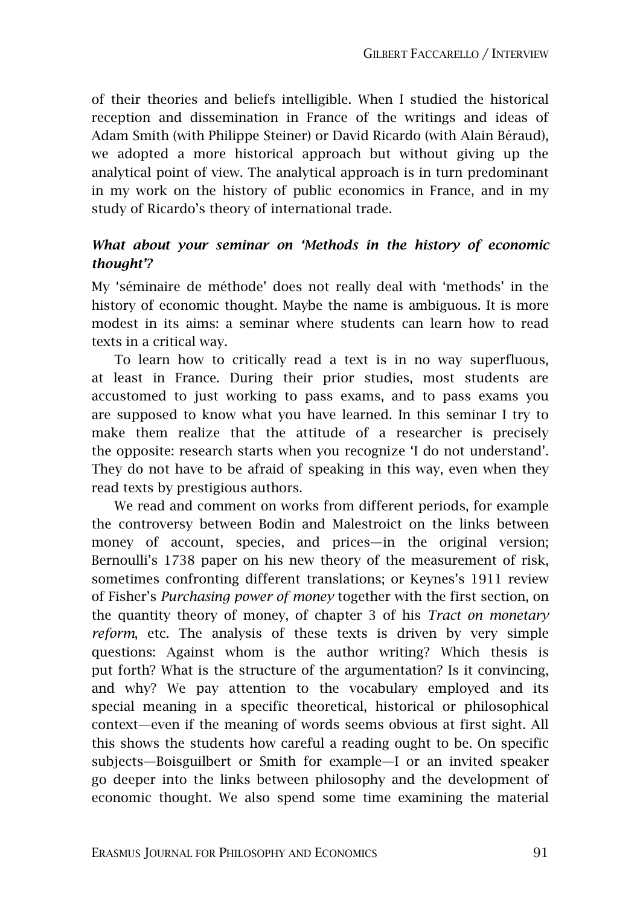of their theories and beliefs intelligible. When I studied the historical reception and dissemination in France of the writings and ideas of Adam Smith (with Philippe Steiner) or David Ricardo (with Alain Béraud), we adopted a more historical approach but without giving up the analytical point of view. The analytical approach is in turn predominant in my work on the history of public economics in France, and in my study of Ricardo's theory of international trade.

***What about your seminar on 'Methods in the history of economic thought'?***

My 'séminaire de méthode' does not really deal with 'methods' in the history of economic thought. Maybe the name is ambiguous. It is more modest in its aims: a seminar where students can learn how to read texts in a critical way.

To learn how to critically read a text is in no way superfluous, at least in France. During their prior studies, most students are accustomed to just working to pass exams, and to pass exams you are supposed to know what you have learned. In this seminar I try to make them realize that the attitude of a researcher is precisely the opposite: research starts when you recognize 'I do not understand'. They do not have to be afraid of speaking in this way, even when they read texts by prestigious authors.

We read and comment on works from different periods, for example the controversy between Bodin and Malestroict on the links between money of account, species, and prices—in the original version; Bernoulli's 1738 paper on his new theory of the measurement of risk, sometimes confronting different translations; or Keynes's 1911 review of Fisher's *Purchasing power of money* together with the first section, on the quantity theory of money, of chapter 3 of his *Tract on monetary reform*, etc. The analysis of these texts is driven by very simple questions: Against whom is the author writing? Which thesis is put forth? What is the structure of the argumentation? Is it convincing, and why? We pay attention to the vocabulary employed and its special meaning in a specific theoretical, historical or philosophical context—even if the meaning of words seems obvious at first sight. All this shows the students how careful a reading ought to be. On specific subjects—Boisguilbert or Smith for example—I or an invited speaker go deeper into the links between philosophy and the development of economic thought. We also spend some time examining the material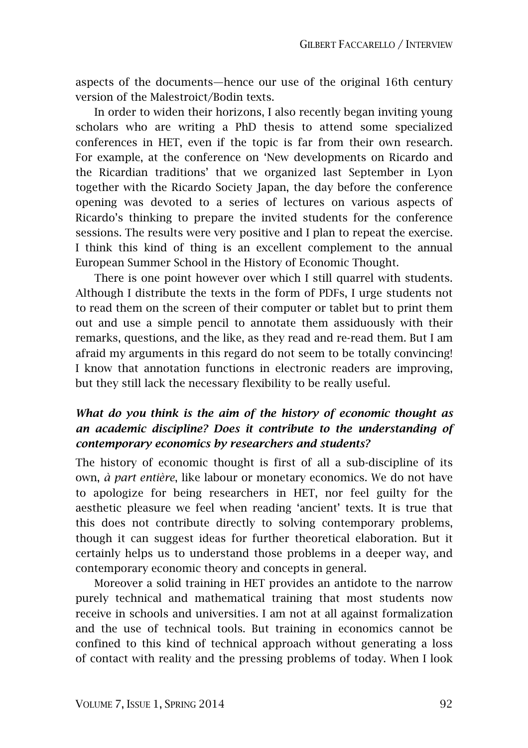aspects of the documents—hence our use of the original 16th century version of the Malestroict/Bodin texts.

In order to widen their horizons, I also recently began inviting young scholars who are writing a PhD thesis to attend some specialized conferences in HET, even if the topic is far from their own research. For example, at the conference on 'New developments on Ricardo and the Ricardian traditions' that we organized last September in Lyon together with the Ricardo Society Japan, the day before the conference opening was devoted to a series of lectures on various aspects of Ricardo's thinking to prepare the invited students for the conference sessions. The results were very positive and I plan to repeat the exercise. I think this kind of thing is an excellent complement to the annual European Summer School in the History of Economic Thought.

There is one point however over which I still quarrel with students. Although I distribute the texts in the form of PDFs, I urge students not to read them on the screen of their computer or tablet but to print them out and use a simple pencil to annotate them assiduously with their remarks, questions, and the like, as they read and re-read them. But I am afraid my arguments in this regard do not seem to be totally convincing! I know that annotation functions in electronic readers are improving, but they still lack the necessary flexibility to be really useful.

***What do you think is the aim of the history of economic thought as an academic discipline? Does it contribute to the understanding of contemporary economics by researchers and students?***

The history of economic thought is first of all a sub-discipline of its own, *à part entière*, like labour or monetary economics. We do not have to apologize for being researchers in HET, nor feel guilty for the aesthetic pleasure we feel when reading 'ancient' texts. It is true that this does not contribute directly to solving contemporary problems, though it can suggest ideas for further theoretical elaboration. But it certainly helps us to understand those problems in a deeper way, and contemporary economic theory and concepts in general.

Moreover a solid training in HET provides an antidote to the narrow purely technical and mathematical training that most students now receive in schools and universities. I am not at all against formalization and the use of technical tools. But training in economics cannot be confined to this kind of technical approach without generating a loss of contact with reality and the pressing problems of today. When I look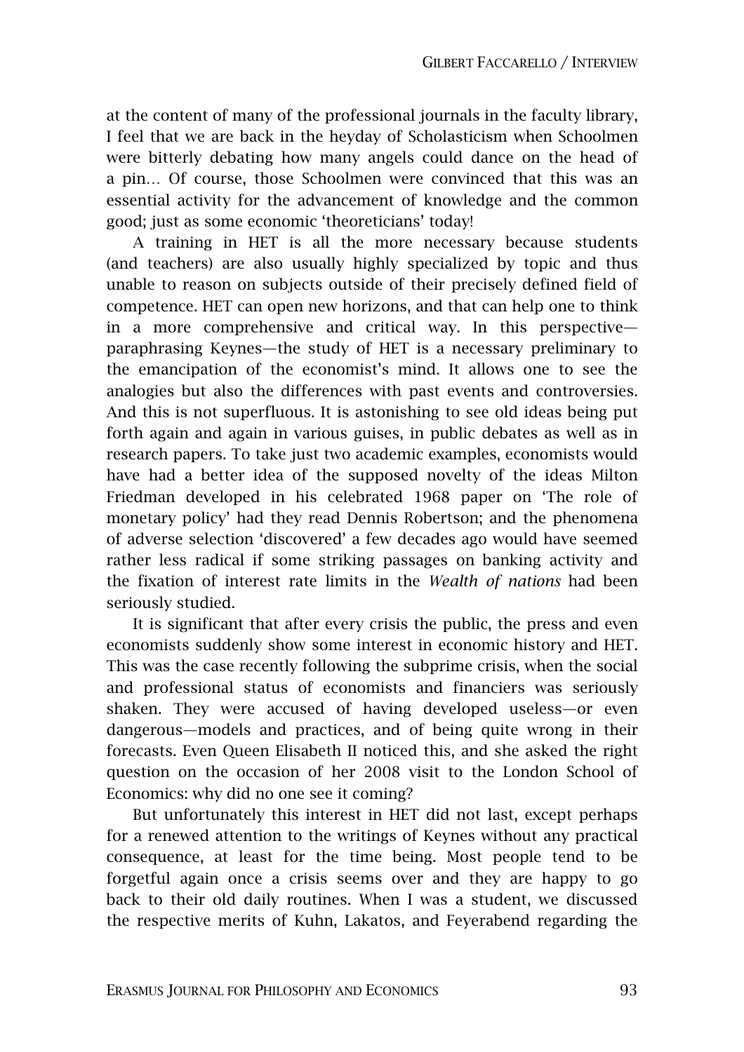at the content of many of the professional journals in the faculty library, I feel that we are back in the heyday of Scholasticism when Schoolmen were bitterly debating how many angels could dance on the head of a pin… Of course, those Schoolmen were convinced that this was an essential activity for the advancement of knowledge and the common good; just as some economic 'theoreticians' today!

A training in HET is all the more necessary because students (and teachers) are also usually highly specialized by topic and thus unable to reason on subjects outside of their precisely defined field of competence. HET can open new horizons, and that can help one to think in a more comprehensive and critical way. In this perspective—paraphrasing Keynes—the study of HET is a necessary preliminary to the emancipation of the economist's mind. It allows one to see the analogies but also the differences with past events and controversies. And this is not superfluous. It is astonishing to see old ideas being put forth again and again in various guises, in public debates as well as in research papers. To take just two academic examples, economists would have had a better idea of the supposed novelty of the ideas Milton Friedman developed in his celebrated 1968 paper on 'The role of monetary policy' had they read Dennis Robertson; and the phenomena of adverse selection 'discovered' a few decades ago would have seemed rather less radical if some striking passages on banking activity and the fixation of interest rate limits in the *Wealth of nations* had been seriously studied.

It is significant that after every crisis the public, the press and even economists suddenly show some interest in economic history and HET. This was the case recently following the subprime crisis, when the social and professional status of economists and financiers was seriously shaken. They were accused of having developed useless—or even dangerous—models and practices, and of being quite wrong in their forecasts. Even Queen Elisabeth II noticed this, and she asked the right question on the occasion of her 2008 visit to the London School of Economics: why did no one see it coming?

But unfortunately this interest in HET did not last, except perhaps for a renewed attention to the writings of Keynes without any practical consequence, at least for the time being. Most people tend to be forgetful again once a crisis seems over and they are happy to go back to their old daily routines. When I was a student, we discussed the respective merits of Kuhn, Lakatos, and Feyerabend regarding the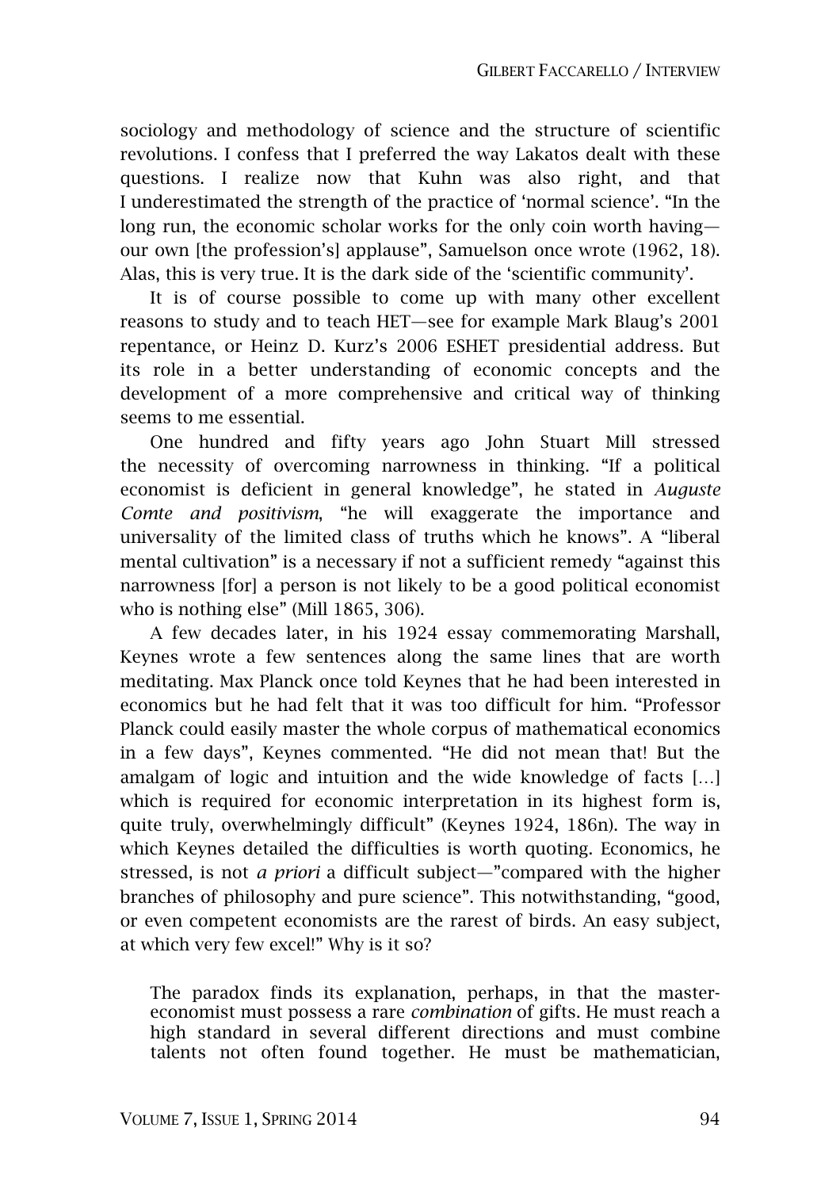sociology and methodology of science and the structure of scientific revolutions. I confess that I preferred the way Lakatos dealt with these questions. I realize now that Kuhn was also right, and that I underestimated the strength of the practice of 'normal science'. "In the long run, the economic scholar works for the only coin worth having—our own [the profession's] applause", Samuelson once wrote (1962, 18). Alas, this is very true. It is the dark side of the 'scientific community'.

It is of course possible to come up with many other excellent reasons to study and to teach HET—see for example Mark Blaug's 2001 repentance, or Heinz D. Kurz's 2006 ESHET presidential address. But its role in a better understanding of economic concepts and the development of a more comprehensive and critical way of thinking seems to me essential.

One hundred and fifty years ago John Stuart Mill stressed the necessity of overcoming narrowness in thinking. "If a political economist is deficient in general knowledge", he stated in *Auguste Comte and positivism*, "he will exaggerate the importance and universality of the limited class of truths which he knows". A "liberal mental cultivation" is a necessary if not a sufficient remedy "against this narrowness [for] a person is not likely to be a good political economist who is nothing else" (Mill 1865, 306).

A few decades later, in his 1924 essay commemorating Marshall, Keynes wrote a few sentences along the same lines that are worth meditating. Max Planck once told Keynes that he had been interested in economics but he had felt that it was too difficult for him. "Professor Planck could easily master the whole corpus of mathematical economics in a few days", Keynes commented. "He did not mean that! But the amalgam of logic and intuition and the wide knowledge of facts […] which is required for economic interpretation in its highest form is, quite truly, overwhelmingly difficult" (Keynes 1924, 186n). The way in which Keynes detailed the difficulties is worth quoting. Economics, he stressed, is not *a priori* a difficult subject—"compared with the higher branches of philosophy and pure science". This notwithstanding, "good, or even competent economists are the rarest of birds. An easy subject, at which very few excel!" Why is it so?

> The paradox finds its explanation, perhaps, in that the master-economist must possess a rare *combination* of gifts. He must reach a high standard in several different directions and must combine talents not often found together. He must be mathematician,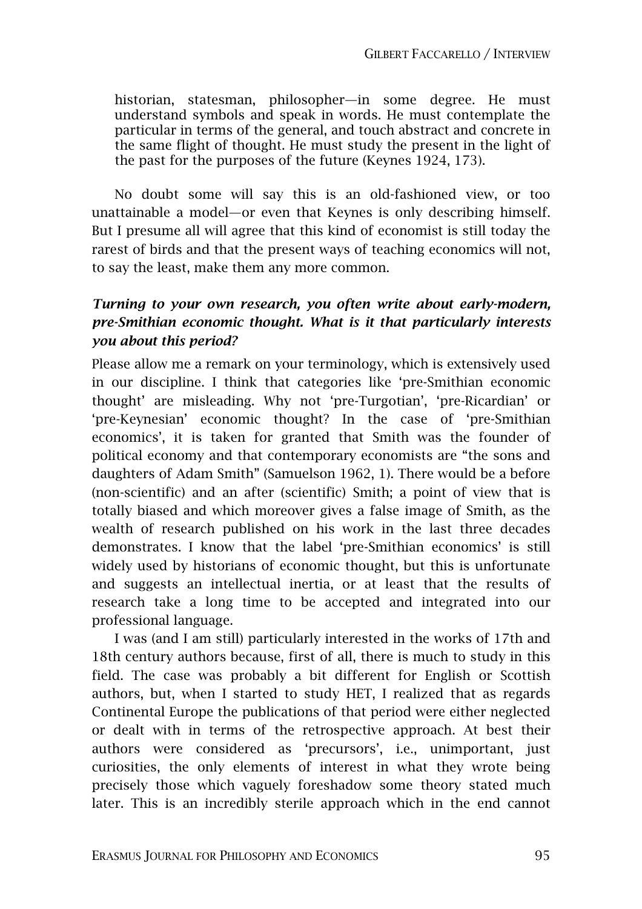> historian, statesman, philosopher—in some degree. He must understand symbols and speak in words. He must contemplate the particular in terms of the general, and touch abstract and concrete in the same flight of thought. He must study the present in the light of the past for the purposes of the future (Keynes 1924, 173).

No doubt some will say this is an old-fashioned view, or too unattainable a model—or even that Keynes is only describing himself. But I presume all will agree that this kind of economist is still today the rarest of birds and that the present ways of teaching economics will not, to say the least, make them any more common.

***Turning to your own research, you often write about early-modern, pre-Smithian economic thought. What is it that particularly interests you about this period?***

Please allow me a remark on your terminology, which is extensively used in our discipline. I think that categories like 'pre-Smithian economic thought' are misleading. Why not 'pre-Turgotian', 'pre-Ricardian' or 'pre-Keynesian' economic thought? In the case of 'pre-Smithian economics', it is taken for granted that Smith was the founder of political economy and that contemporary economists are "the sons and daughters of Adam Smith" (Samuelson 1962, 1). There would be a before (non-scientific) and an after (scientific) Smith; a point of view that is totally biased and which moreover gives a false image of Smith, as the wealth of research published on his work in the last three decades demonstrates. I know that the label 'pre-Smithian economics' is still widely used by historians of economic thought, but this is unfortunate and suggests an intellectual inertia, or at least that the results of research take a long time to be accepted and integrated into our professional language.

I was (and I am still) particularly interested in the works of 17th and 18th century authors because, first of all, there is much to study in this field. The case was probably a bit different for English or Scottish authors, but, when I started to study HET, I realized that as regards Continental Europe the publications of that period were either neglected or dealt with in terms of the retrospective approach. At best their authors were considered as 'precursors', i.e., unimportant, just curiosities, the only elements of interest in what they wrote being precisely those which vaguely foreshadow some theory stated much later. This is an incredibly sterile approach which in the end cannot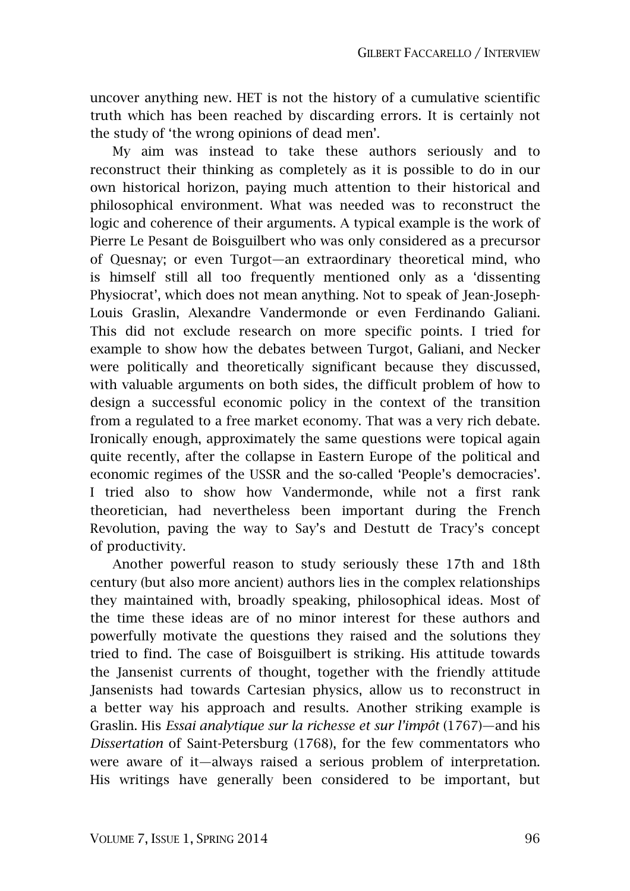uncover anything new. HET is not the history of a cumulative scientific truth which has been reached by discarding errors. It is certainly not the study of 'the wrong opinions of dead men'.

My aim was instead to take these authors seriously and to reconstruct their thinking as completely as it is possible to do in our own historical horizon, paying much attention to their historical and philosophical environment. What was needed was to reconstruct the logic and coherence of their arguments. A typical example is the work of Pierre Le Pesant de Boisguilbert who was only considered as a precursor of Quesnay; or even Turgot—an extraordinary theoretical mind, who is himself still all too frequently mentioned only as a 'dissenting Physiocrat', which does not mean anything. Not to speak of Jean-Joseph-Louis Graslin, Alexandre Vandermonde or even Ferdinando Galiani. This did not exclude research on more specific points. I tried for example to show how the debates between Turgot, Galiani, and Necker were politically and theoretically significant because they discussed, with valuable arguments on both sides, the difficult problem of how to design a successful economic policy in the context of the transition from a regulated to a free market economy. That was a very rich debate. Ironically enough, approximately the same questions were topical again quite recently, after the collapse in Eastern Europe of the political and economic regimes of the USSR and the so-called 'People's democracies'. I tried also to show how Vandermonde, while not a first rank theoretician, had nevertheless been important during the French Revolution, paving the way to Say's and Destutt de Tracy's concept of productivity.

Another powerful reason to study seriously these 17th and 18th century (but also more ancient) authors lies in the complex relationships they maintained with, broadly speaking, philosophical ideas. Most of the time these ideas are of no minor interest for these authors and powerfully motivate the questions they raised and the solutions they tried to find. The case of Boisguilbert is striking. His attitude towards the Jansenist currents of thought, together with the friendly attitude Jansenists had towards Cartesian physics, allow us to reconstruct in a better way his approach and results. Another striking example is Graslin. His *Essai analytique sur la richesse et sur l'impôt* (1767)—and his *Dissertation* of Saint-Petersburg (1768), for the few commentators who were aware of it—always raised a serious problem of interpretation. His writings have generally been considered to be important, but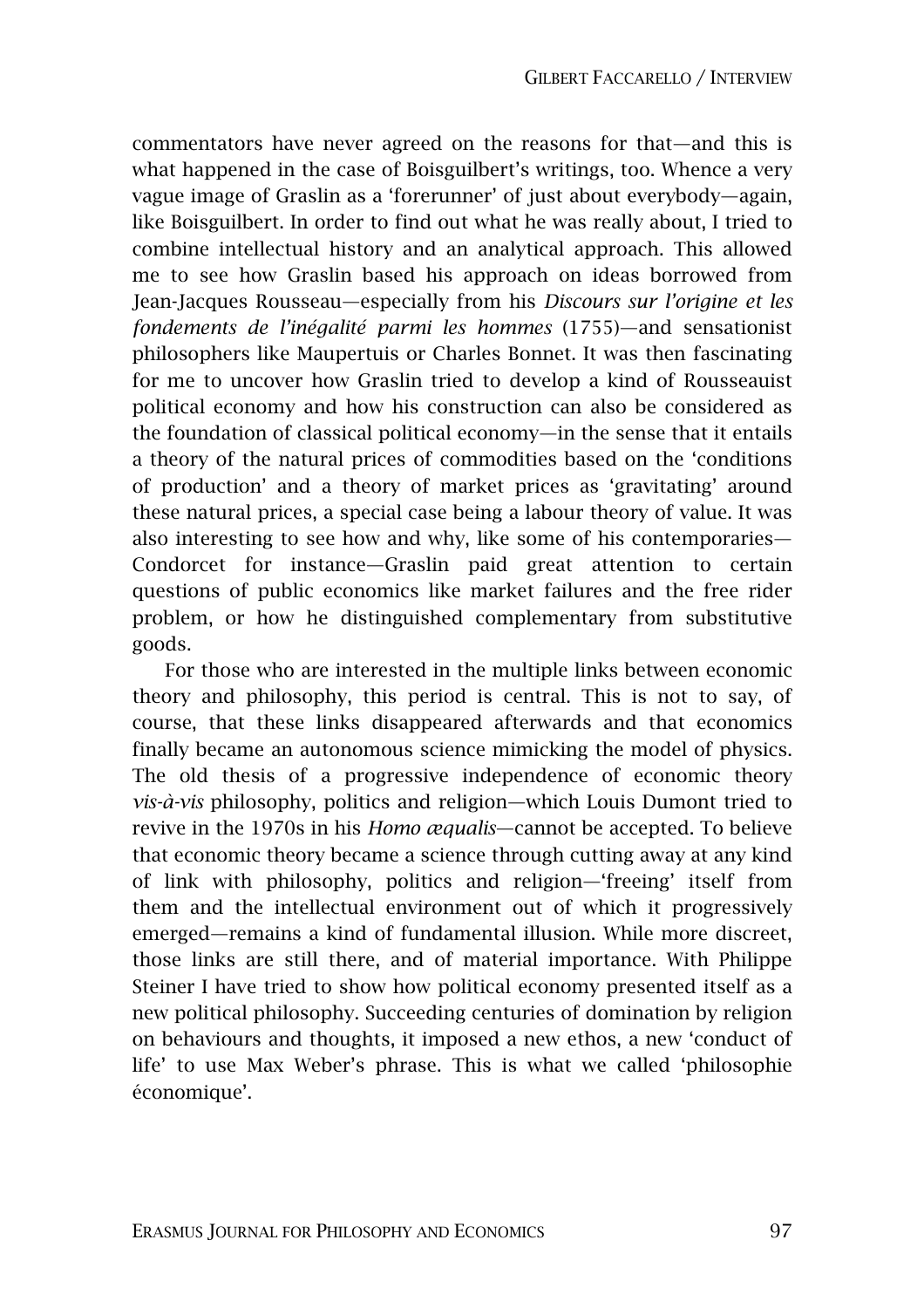commentators have never agreed on the reasons for that—and this is what happened in the case of Boisguilbert's writings, too. Whence a very vague image of Graslin as a 'forerunner' of just about everybody—again, like Boisguilbert. In order to find out what he was really about, I tried to combine intellectual history and an analytical approach. This allowed me to see how Graslin based his approach on ideas borrowed from Jean-Jacques Rousseau—especially from his *Discours sur l'origine et les fondements de l'inégalité parmi les hommes* (1755)—and sensationist philosophers like Maupertuis or Charles Bonnet. It was then fascinating for me to uncover how Graslin tried to develop a kind of Rousseauist political economy and how his construction can also be considered as the foundation of classical political economy—in the sense that it entails a theory of the natural prices of commodities based on the 'conditions of production' and a theory of market prices as 'gravitating' around these natural prices, a special case being a labour theory of value. It was also interesting to see how and why, like some of his contemporaries—Condorcet for instance—Graslin paid great attention to certain questions of public economics like market failures and the free rider problem, or how he distinguished complementary from substitutive goods.

For those who are interested in the multiple links between economic theory and philosophy, this period is central. This is not to say, of course, that these links disappeared afterwards and that economics finally became an autonomous science mimicking the model of physics. The old thesis of a progressive independence of economic theory *vis-à-vis* philosophy, politics and religion—which Louis Dumont tried to revive in the 1970s in his *Homo æqualis*—cannot be accepted. To believe that economic theory became a science through cutting away at any kind of link with philosophy, politics and religion—'freeing' itself from them and the intellectual environment out of which it progressively emerged—remains a kind of fundamental illusion. While more discreet, those links are still there, and of material importance. With Philippe Steiner I have tried to show how political economy presented itself as a new political philosophy. Succeeding centuries of domination by religion on behaviours and thoughts, it imposed a new ethos, a new 'conduct of life' to use Max Weber's phrase. This is what we called 'philosophie économique'.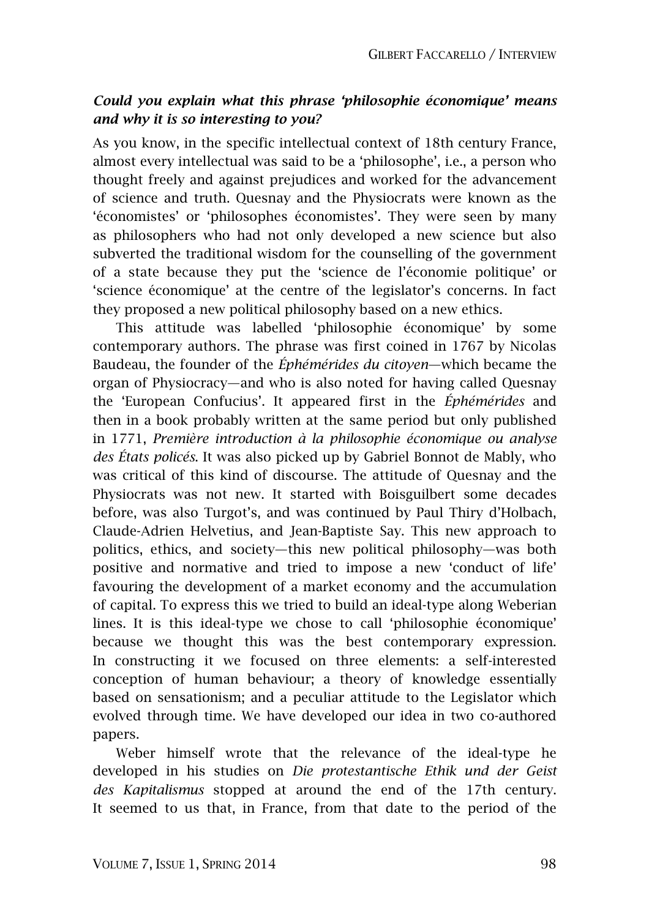***Could you explain what this phrase 'philosophie économique' means and why it is so interesting to you?***

As you know, in the specific intellectual context of 18th century France, almost every intellectual was said to be a 'philosophe', i.e., a person who thought freely and against prejudices and worked for the advancement of science and truth. Quesnay and the Physiocrats were known as the 'économistes' or 'philosophes économistes'. They were seen by many as philosophers who had not only developed a new science but also subverted the traditional wisdom for the counselling of the government of a state because they put the 'science de l'économie politique' or 'science économique' at the centre of the legislator's concerns. In fact they proposed a new political philosophy based on a new ethics.

This attitude was labelled 'philosophie économique' by some contemporary authors. The phrase was first coined in 1767 by Nicolas Baudeau, the founder of the *Éphémérides du citoyen*—which became the organ of Physiocracy—and who is also noted for having called Quesnay the 'European Confucius'. It appeared first in the *Éphémérides* and then in a book probably written at the same period but only published in 1771, *Première introduction à la philosophie économique ou analyse des États policés*. It was also picked up by Gabriel Bonnot de Mably, who was critical of this kind of discourse. The attitude of Quesnay and the Physiocrats was not new. It started with Boisguilbert some decades before, was also Turgot's, and was continued by Paul Thiry d'Holbach, Claude-Adrien Helvetius, and Jean-Baptiste Say. This new approach to politics, ethics, and society—this new political philosophy—was both positive and normative and tried to impose a new 'conduct of life' favouring the development of a market economy and the accumulation of capital. To express this we tried to build an ideal-type along Weberian lines. It is this ideal-type we chose to call 'philosophie économique' because we thought this was the best contemporary expression. In constructing it we focused on three elements: a self-interested conception of human behaviour; a theory of knowledge essentially based on sensationism; and a peculiar attitude to the Legislator which evolved through time. We have developed our idea in two co-authored papers.

Weber himself wrote that the relevance of the ideal-type he developed in his studies on *Die protestantische Ethik und der Geist des Kapitalismus* stopped at around the end of the 17th century. It seemed to us that, in France, from that date to the period of the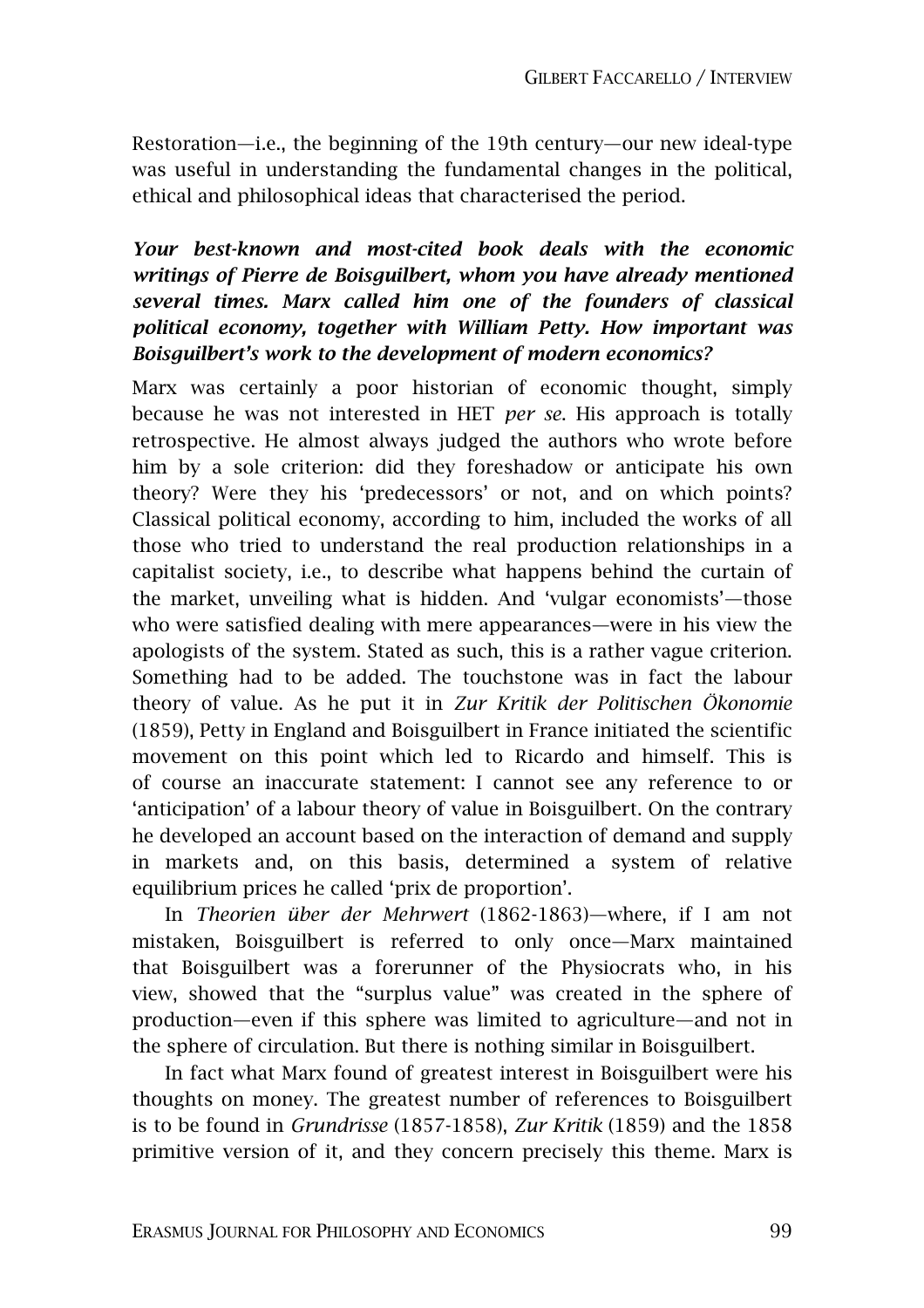Restoration—i.e., the beginning of the 19th century—our new ideal-type was useful in understanding the fundamental changes in the political, ethical and philosophical ideas that characterised the period.

***Your best-known and most-cited book deals with the economic writings of Pierre de Boisguilbert, whom you have already mentioned several times. Marx called him one of the founders of classical political economy, together with William Petty. How important was Boisguilbert's work to the development of modern economics?***

Marx was certainly a poor historian of economic thought, simply because he was not interested in HET *per se*. His approach is totally retrospective. He almost always judged the authors who wrote before him by a sole criterion: did they foreshadow or anticipate his own theory? Were they his 'predecessors' or not, and on which points? Classical political economy, according to him, included the works of all those who tried to understand the real production relationships in a capitalist society, i.e., to describe what happens behind the curtain of the market, unveiling what is hidden. And 'vulgar economists'—those who were satisfied dealing with mere appearances—were in his view the apologists of the system. Stated as such, this is a rather vague criterion. Something had to be added. The touchstone was in fact the labour theory of value. As he put it in *Zur Kritik der Politischen Ökonomie* (1859), Petty in England and Boisguilbert in France initiated the scientific movement on this point which led to Ricardo and himself. This is of course an inaccurate statement: I cannot see any reference to or 'anticipation' of a labour theory of value in Boisguilbert. On the contrary he developed an account based on the interaction of demand and supply in markets and, on this basis, determined a system of relative equilibrium prices he called 'prix de proportion'.

In *Theorien über der Mehrwert* (1862-1863)—where, if I am not mistaken, Boisguilbert is referred to only once—Marx maintained that Boisguilbert was a forerunner of the Physiocrats who, in his view, showed that the "surplus value" was created in the sphere of production—even if this sphere was limited to agriculture—and not in the sphere of circulation. But there is nothing similar in Boisguilbert.

In fact what Marx found of greatest interest in Boisguilbert were his thoughts on money. The greatest number of references to Boisguilbert is to be found in *Grundrisse* (1857-1858), *Zur Kritik* (1859) and the 1858 primitive version of it, and they concern precisely this theme. Marx is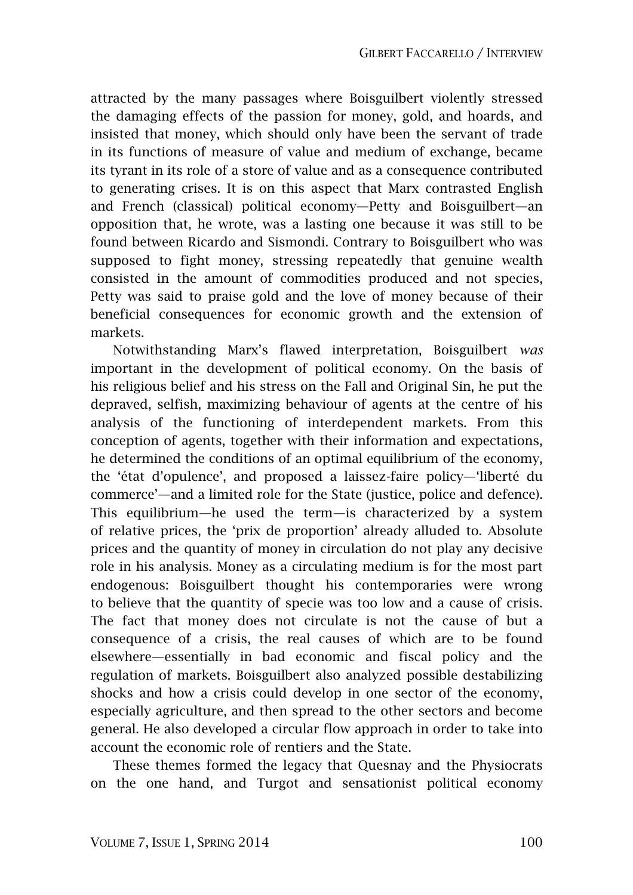attracted by the many passages where Boisguilbert violently stressed the damaging effects of the passion for money, gold, and hoards, and insisted that money, which should only have been the servant of trade in its functions of measure of value and medium of exchange, became its tyrant in its role of a store of value and as a consequence contributed to generating crises. It is on this aspect that Marx contrasted English and French (classical) political economy—Petty and Boisguilbert—an opposition that, he wrote, was a lasting one because it was still to be found between Ricardo and Sismondi. Contrary to Boisguilbert who was supposed to fight money, stressing repeatedly that genuine wealth consisted in the amount of commodities produced and not species, Petty was said to praise gold and the love of money because of their beneficial consequences for economic growth and the extension of markets.

Notwithstanding Marx's flawed interpretation, Boisguilbert *was* important in the development of political economy. On the basis of his religious belief and his stress on the Fall and Original Sin, he put the depraved, selfish, maximizing behaviour of agents at the centre of his analysis of the functioning of interdependent markets. From this conception of agents, together with their information and expectations, he determined the conditions of an optimal equilibrium of the economy, the 'état d'opulence', and proposed a laissez-faire policy—'liberté du commerce'—and a limited role for the State (justice, police and defence). This equilibrium—he used the term—is characterized by a system of relative prices, the 'prix de proportion' already alluded to. Absolute prices and the quantity of money in circulation do not play any decisive role in his analysis. Money as a circulating medium is for the most part endogenous: Boisguilbert thought his contemporaries were wrong to believe that the quantity of specie was too low and a cause of crisis. The fact that money does not circulate is not the cause of but a consequence of a crisis, the real causes of which are to be found elsewhere—essentially in bad economic and fiscal policy and the regulation of markets. Boisguilbert also analyzed possible destabilizing shocks and how a crisis could develop in one sector of the economy, especially agriculture, and then spread to the other sectors and become general. He also developed a circular flow approach in order to take into account the economic role of rentiers and the State.

These themes formed the legacy that Quesnay and the Physiocrats on the one hand, and Turgot and sensationist political economy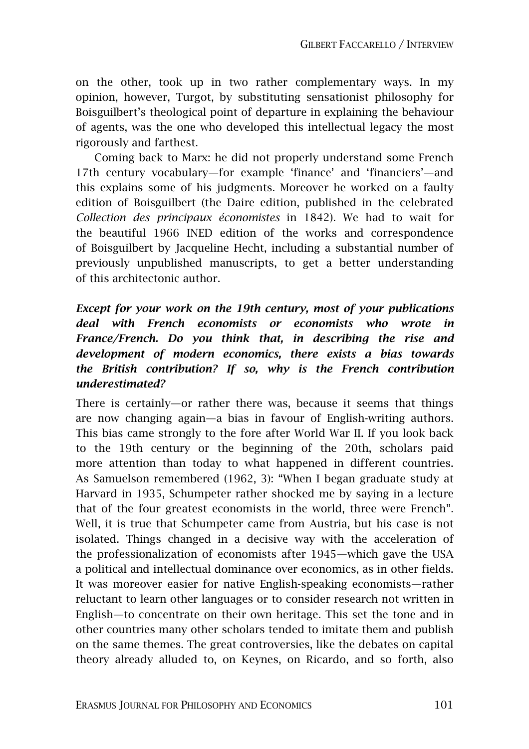on the other, took up in two rather complementary ways. In my opinion, however, Turgot, by substituting sensationist philosophy for Boisguilbert's theological point of departure in explaining the behaviour of agents, was the one who developed this intellectual legacy the most rigorously and farthest.

Coming back to Marx: he did not properly understand some French 17th century vocabulary—for example 'finance' and 'financiers'—and this explains some of his judgments. Moreover he worked on a faulty edition of Boisguilbert (the Daire edition, published in the celebrated *Collection des principaux économistes* in 1842). We had to wait for the beautiful 1966 INED edition of the works and correspondence of Boisguilbert by Jacqueline Hecht, including a substantial number of previously unpublished manuscripts, to get a better understanding of this architectonic author.

***Except for your work on the 19th century, most of your publications deal with French economists or economists who wrote in France/French. Do you think that, in describing the rise and development of modern economics, there exists a bias towards the British contribution? If so, why is the French contribution underestimated?***

There is certainly—or rather there was, because it seems that things are now changing again—a bias in favour of English-writing authors. This bias came strongly to the fore after World War II. If you look back to the 19th century or the beginning of the 20th, scholars paid more attention than today to what happened in different countries. As Samuelson remembered (1962, 3): "When I began graduate study at Harvard in 1935, Schumpeter rather shocked me by saying in a lecture that of the four greatest economists in the world, three were French". Well, it is true that Schumpeter came from Austria, but his case is not isolated. Things changed in a decisive way with the acceleration of the professionalization of economists after 1945—which gave the USA a political and intellectual dominance over economics, as in other fields. It was moreover easier for native English-speaking economists—rather reluctant to learn other languages or to consider research not written in English—to concentrate on their own heritage. This set the tone and in other countries many other scholars tended to imitate them and publish on the same themes. The great controversies, like the debates on capital theory already alluded to, on Keynes, on Ricardo, and so forth, also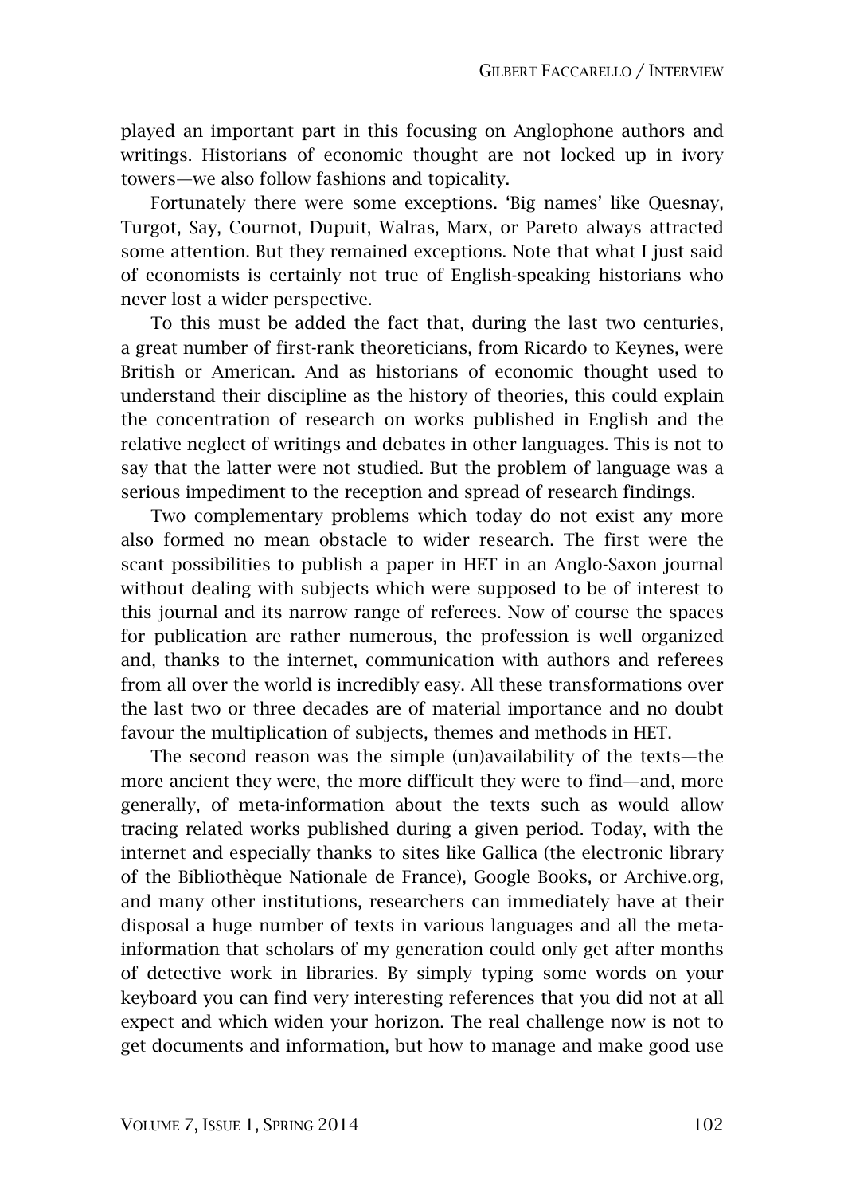played an important part in this focusing on Anglophone authors and writings. Historians of economic thought are not locked up in ivory towers—we also follow fashions and topicality.

Fortunately there were some exceptions. 'Big names' like Quesnay, Turgot, Say, Cournot, Dupuit, Walras, Marx, or Pareto always attracted some attention. But they remained exceptions. Note that what I just said of economists is certainly not true of English-speaking historians who never lost a wider perspective.

To this must be added the fact that, during the last two centuries, a great number of first-rank theoreticians, from Ricardo to Keynes, were British or American. And as historians of economic thought used to understand their discipline as the history of theories, this could explain the concentration of research on works published in English and the relative neglect of writings and debates in other languages. This is not to say that the latter were not studied. But the problem of language was a serious impediment to the reception and spread of research findings.

Two complementary problems which today do not exist any more also formed no mean obstacle to wider research. The first were the scant possibilities to publish a paper in HET in an Anglo-Saxon journal without dealing with subjects which were supposed to be of interest to this journal and its narrow range of referees. Now of course the spaces for publication are rather numerous, the profession is well organized and, thanks to the internet, communication with authors and referees from all over the world is incredibly easy. All these transformations over the last two or three decades are of material importance and no doubt favour the multiplication of subjects, themes and methods in HET.

The second reason was the simple (un)availability of the texts—the more ancient they were, the more difficult they were to find—and, more generally, of meta-information about the texts such as would allow tracing related works published during a given period. Today, with the internet and especially thanks to sites like Gallica (the electronic library of the Bibliothèque Nationale de France), Google Books, or Archive.org, and many other institutions, researchers can immediately have at their disposal a huge number of texts in various languages and all the meta-information that scholars of my generation could only get after months of detective work in libraries. By simply typing some words on your keyboard you can find very interesting references that you did not at all expect and which widen your horizon. The real challenge now is not to get documents and information, but how to manage and make good use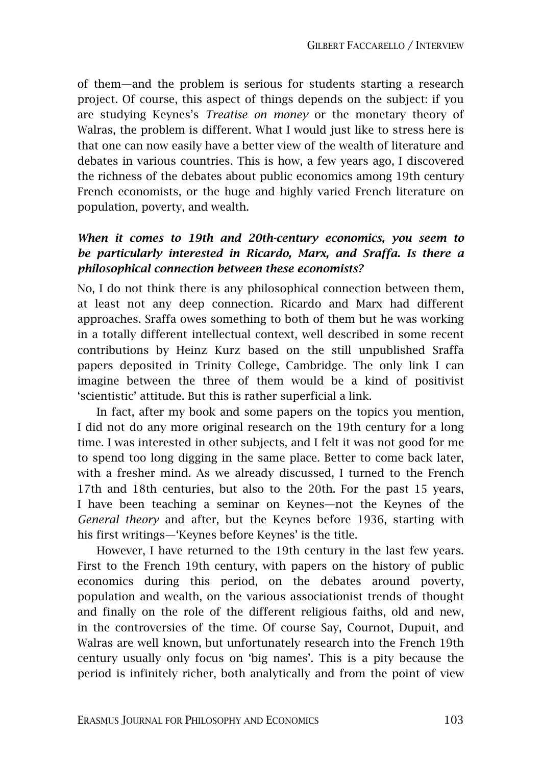of them—and the problem is serious for students starting a research project. Of course, this aspect of things depends on the subject: if you are studying Keynes's *Treatise on money* or the monetary theory of Walras, the problem is different. What I would just like to stress here is that one can now easily have a better view of the wealth of literature and debates in various countries. This is how, a few years ago, I discovered the richness of the debates about public economics among 19th century French economists, or the huge and highly varied French literature on population, poverty, and wealth.

***When it comes to 19th and 20th-century economics, you seem to be particularly interested in Ricardo, Marx, and Sraffa. Is there a philosophical connection between these economists?***

No, I do not think there is any philosophical connection between them, at least not any deep connection. Ricardo and Marx had different approaches. Sraffa owes something to both of them but he was working in a totally different intellectual context, well described in some recent contributions by Heinz Kurz based on the still unpublished Sraffa papers deposited in Trinity College, Cambridge. The only link I can imagine between the three of them would be a kind of positivist 'scientistic' attitude. But this is rather superficial a link.

In fact, after my book and some papers on the topics you mention, I did not do any more original research on the 19th century for a long time. I was interested in other subjects, and I felt it was not good for me to spend too long digging in the same place. Better to come back later, with a fresher mind. As we already discussed, I turned to the French 17th and 18th centuries, but also to the 20th. For the past 15 years, I have been teaching a seminar on Keynes—not the Keynes of the *General theory* and after, but the Keynes before 1936, starting with his first writings—'Keynes before Keynes' is the title.

However, I have returned to the 19th century in the last few years. First to the French 19th century, with papers on the history of public economics during this period, on the debates around poverty, population and wealth, on the various associationist trends of thought and finally on the role of the different religious faiths, old and new, in the controversies of the time. Of course Say, Cournot, Dupuit, and Walras are well known, but unfortunately research into the French 19th century usually only focus on 'big names'. This is a pity because the period is infinitely richer, both analytically and from the point of view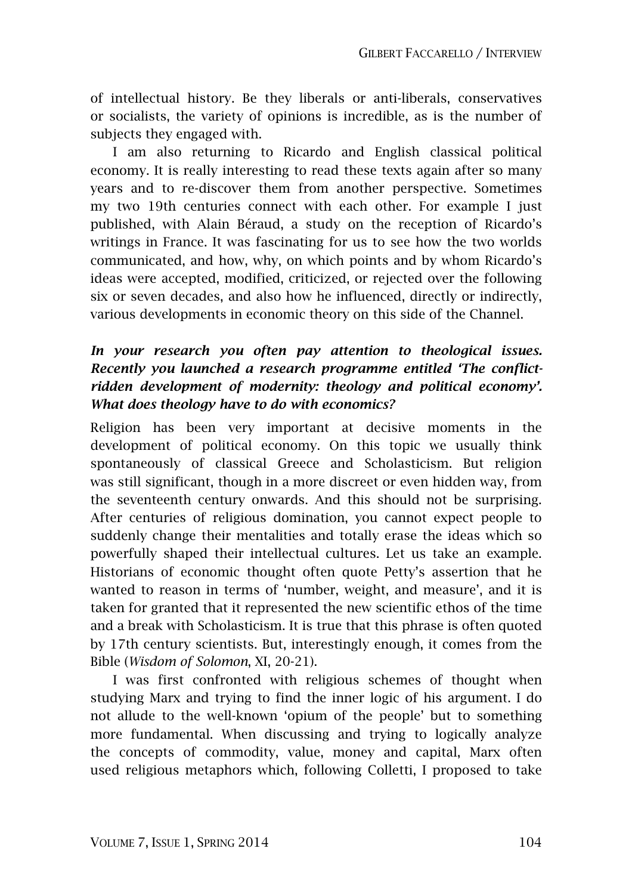of intellectual history. Be they liberals or anti-liberals, conservatives or socialists, the variety of opinions is incredible, as is the number of subjects they engaged with.

I am also returning to Ricardo and English classical political economy. It is really interesting to read these texts again after so many years and to re-discover them from another perspective. Sometimes my two 19th centuries connect with each other. For example I just published, with Alain Béraud, a study on the reception of Ricardo's writings in France. It was fascinating for us to see how the two worlds communicated, and how, why, on which points and by whom Ricardo's ideas were accepted, modified, criticized, or rejected over the following six or seven decades, and also how he influenced, directly or indirectly, various developments in economic theory on this side of the Channel.

***In your research you often pay attention to theological issues. Recently you launched a research programme entitled 'The conflict-ridden development of modernity: theology and political economy'. What does theology have to do with economics?***

Religion has been very important at decisive moments in the development of political economy. On this topic we usually think spontaneously of classical Greece and Scholasticism. But religion was still significant, though in a more discreet or even hidden way, from the seventeenth century onwards. And this should not be surprising. After centuries of religious domination, you cannot expect people to suddenly change their mentalities and totally erase the ideas which so powerfully shaped their intellectual cultures. Let us take an example. Historians of economic thought often quote Petty's assertion that he wanted to reason in terms of 'number, weight, and measure', and it is taken for granted that it represented the new scientific ethos of the time and a break with Scholasticism. It is true that this phrase is often quoted by 17th century scientists. But, interestingly enough, it comes from the Bible (*Wisdom of Solomon*, XI, 20-21).

I was first confronted with religious schemes of thought when studying Marx and trying to find the inner logic of his argument. I do not allude to the well-known 'opium of the people' but to something more fundamental. When discussing and trying to logically analyze the concepts of commodity, value, money and capital, Marx often used religious metaphors which, following Colletti, I proposed to take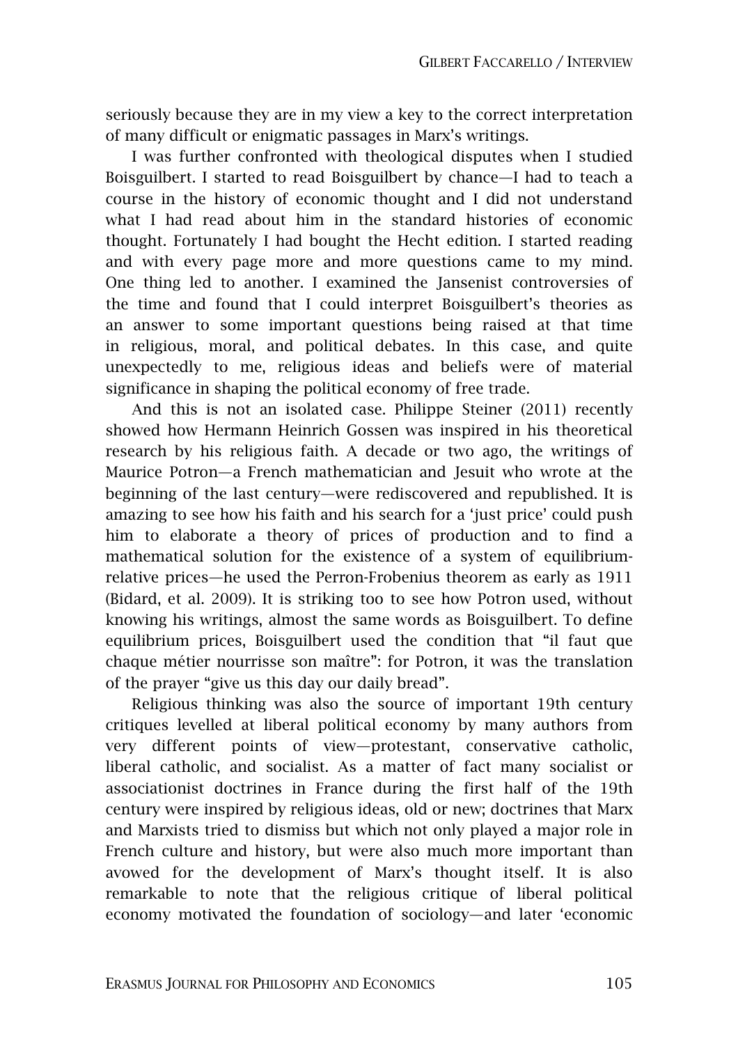seriously because they are in my view a key to the correct interpretation of many difficult or enigmatic passages in Marx's writings.

I was further confronted with theological disputes when I studied Boisguilbert. I started to read Boisguilbert by chance—I had to teach a course in the history of economic thought and I did not understand what I had read about him in the standard histories of economic thought. Fortunately I had bought the Hecht edition. I started reading and with every page more and more questions came to my mind. One thing led to another. I examined the Jansenist controversies of the time and found that I could interpret Boisguilbert's theories as an answer to some important questions being raised at that time in religious, moral, and political debates. In this case, and quite unexpectedly to me, religious ideas and beliefs were of material significance in shaping the political economy of free trade.

And this is not an isolated case. Philippe Steiner (2011) recently showed how Hermann Heinrich Gossen was inspired in his theoretical research by his religious faith. A decade or two ago, the writings of Maurice Potron—a French mathematician and Jesuit who wrote at the beginning of the last century—were rediscovered and republished. It is amazing to see how his faith and his search for a 'just price' could push him to elaborate a theory of prices of production and to find a mathematical solution for the existence of a system of equilibrium-relative prices—he used the Perron-Frobenius theorem as early as 1911 (Bidard, et al. 2009). It is striking too to see how Potron used, without knowing his writings, almost the same words as Boisguilbert. To define equilibrium prices, Boisguilbert used the condition that "il faut que chaque métier nourrisse son maître": for Potron, it was the translation of the prayer "give us this day our daily bread".

Religious thinking was also the source of important 19th century critiques levelled at liberal political economy by many authors from very different points of view—protestant, conservative catholic, liberal catholic, and socialist. As a matter of fact many socialist or associationist doctrines in France during the first half of the 19th century were inspired by religious ideas, old or new; doctrines that Marx and Marxists tried to dismiss but which not only played a major role in French culture and history, but were also much more important than avowed for the development of Marx's thought itself. It is also remarkable to note that the religious critique of liberal political economy motivated the foundation of sociology—and later 'economic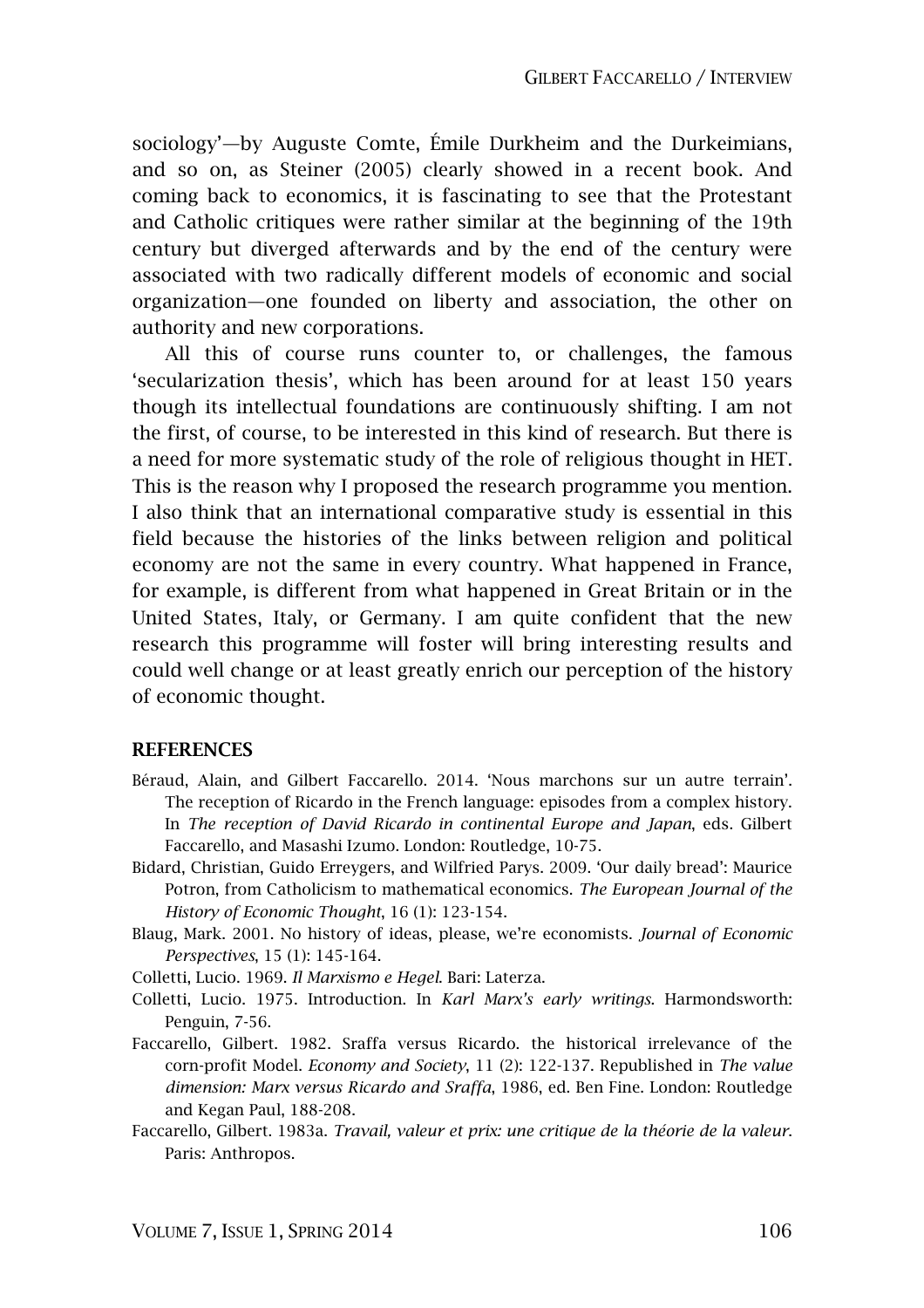sociology'—by Auguste Comte, Émile Durkheim and the Durkeimians, and so on, as Steiner (2005) clearly showed in a recent book. And coming back to economics, it is fascinating to see that the Protestant and Catholic critiques were rather similar at the beginning of the 19th century but diverged afterwards and by the end of the century were associated with two radically different models of economic and social organization—one founded on liberty and association, the other on authority and new corporations.

All this of course runs counter to, or challenges, the famous 'secularization thesis', which has been around for at least 150 years though its intellectual foundations are continuously shifting. I am not the first, of course, to be interested in this kind of research. But there is a need for more systematic study of the role of religious thought in HET. This is the reason why I proposed the research programme you mention. I also think that an international comparative study is essential in this field because the histories of the links between religion and political economy are not the same in every country. What happened in France, for example, is different from what happened in Great Britain or in the United States, Italy, or Germany. I am quite confident that the new research this programme will foster will bring interesting results and could well change or at least greatly enrich our perception of the history of economic thought.

## REFERENCES

Béraud, Alain, and Gilbert Faccarello. 2014. 'Nous marchons sur un autre terrain'. The reception of Ricardo in the French language: episodes from a complex history. In *The reception of David Ricardo in continental Europe and Japan*, eds. Gilbert Faccarello, and Masashi Izumo. London: Routledge, 10-75.

Bidard, Christian, Guido Erreygers, and Wilfried Parys. 2009. 'Our daily bread': Maurice Potron, from Catholicism to mathematical economics. *The European Journal of the History of Economic Thought*, 16 (1): 123-154.

Blaug, Mark. 2001. No history of ideas, please, we're economists. *Journal of Economic Perspectives*, 15 (1): 145-164.

Colletti, Lucio. 1969. *Il Marxismo e Hegel*. Bari: Laterza.

Colletti, Lucio. 1975. Introduction. In *Karl Marx's early writings*. Harmondsworth: Penguin, 7-56.

Faccarello, Gilbert. 1982. Sraffa versus Ricardo. the historical irrelevance of the corn-profit Model. *Economy and Society*, 11 (2): 122-137. Republished in *The value dimension: Marx versus Ricardo and Sraffa*, 1986, ed. Ben Fine. London: Routledge and Kegan Paul, 188-208.

Faccarello, Gilbert. 1983a. *Travail, valeur et prix: une critique de la théorie de la valeur*. Paris: Anthropos.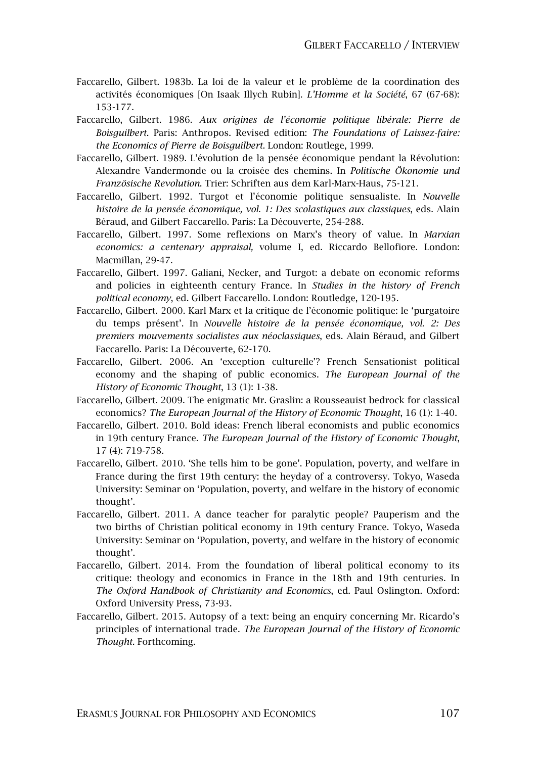Faccarello, Gilbert. 1983b. La loi de la valeur et le problème de la coordination des activités économiques [On Isaak Illych Rubin]. *L'Homme et la Société*, 67 (67-68): 153-177.

Faccarello, Gilbert. 1986. *Aux origines de l'économie politique libérale: Pierre de Boisguilbert*. Paris: Anthropos. Revised edition: *The Foundations of Laissez-faire: the Economics of Pierre de Boisguilbert*. London: Routlege, 1999.

Faccarello, Gilbert. 1989. L'évolution de la pensée économique pendant la Révolution: Alexandre Vandermonde ou la croisée des chemins. In *Politische Ökonomie und Französische Revolution*. Trier: Schriften aus dem Karl-Marx-Haus, 75-121.

Faccarello, Gilbert. 1992. Turgot et l'économie politique sensualiste. In *Nouvelle histoire de la pensée économique, vol. 1: Des scolastiques aux classiques*, eds. Alain Béraud, and Gilbert Faccarello. Paris: La Découverte, 254-288.

Faccarello, Gilbert. 1997. Some reflexions on Marx's theory of value. In *Marxian economics: a centenary appraisal,* volume I, ed. Riccardo Bellofiore. London: Macmillan, 29-47.

Faccarello, Gilbert. 1997. Galiani, Necker, and Turgot: a debate on economic reforms and policies in eighteenth century France. In *Studies in the history of French political economy*, ed. Gilbert Faccarello. London: Routledge, 120-195.

Faccarello, Gilbert. 2000. Karl Marx et la critique de l'économie politique: le 'purgatoire du temps présent'. In *Nouvelle histoire de la pensée économique, vol. 2: Des premiers mouvements socialistes aux néoclassiques*, eds. Alain Béraud, and Gilbert Faccarello. Paris: La Découverte, 62-170.

Faccarello, Gilbert. 2006. An 'exception culturelle'? French Sensationist political economy and the shaping of public economics. *The European Journal of the History of Economic Thought*, 13 (1): 1-38.

Faccarello, Gilbert. 2009. The enigmatic Mr. Graslin: a Rousseauist bedrock for classical economics? *The European Journal of the History of Economic Thought*, 16 (1): 1-40.

Faccarello, Gilbert. 2010. Bold ideas: French liberal economists and public economics in 19th century France. *The European Journal of the History of Economic Thought*, 17 (4): 719-758.

Faccarello, Gilbert. 2010. 'She tells him to be gone'. Population, poverty, and welfare in France during the first 19th century: the heyday of a controversy. Tokyo, Waseda University: Seminar on 'Population, poverty, and welfare in the history of economic thought'.

Faccarello, Gilbert. 2011. A dance teacher for paralytic people? Pauperism and the two births of Christian political economy in 19th century France. Tokyo, Waseda University: Seminar on 'Population, poverty, and welfare in the history of economic thought'.

Faccarello, Gilbert. 2014. From the foundation of liberal political economy to its critique: theology and economics in France in the 18th and 19th centuries. In *The Oxford Handbook of Christianity and Economics*, ed. Paul Oslington. Oxford: Oxford University Press, 73-93.

Faccarello, Gilbert. 2015. Autopsy of a text: being an enquiry concerning Mr. Ricardo's principles of international trade. *The European Journal of the History of Economic Thought*. Forthcoming.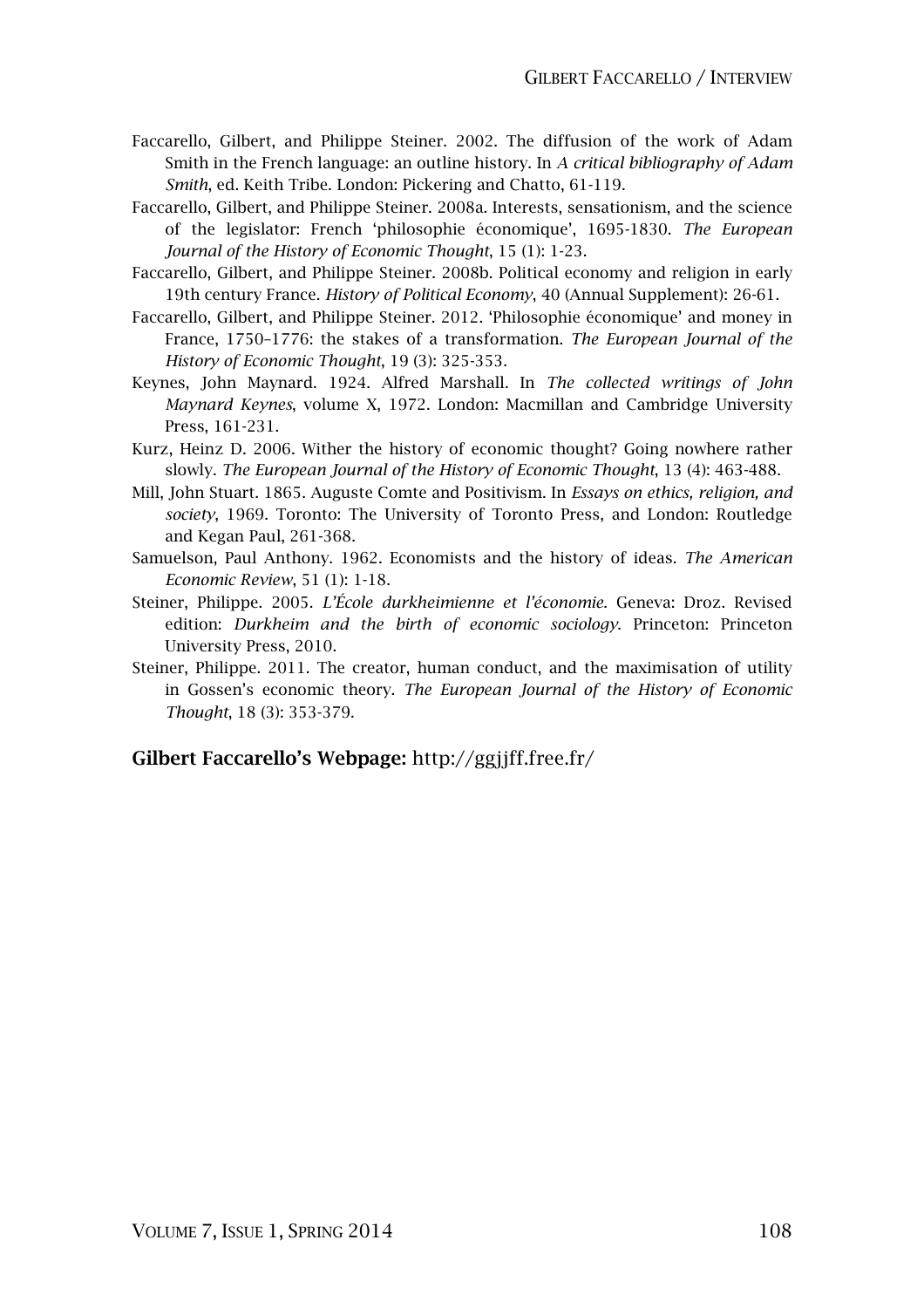Faccarello, Gilbert, and Philippe Steiner. 2002. The diffusion of the work of Adam Smith in the French language: an outline history. In *A critical bibliography of Adam Smith*, ed. Keith Tribe. London: Pickering and Chatto, 61-119.

Faccarello, Gilbert, and Philippe Steiner. 2008a. Interests, sensationism, and the science of the legislator: French 'philosophie économique', 1695-1830. *The European Journal of the History of Economic Thought*, 15 (1): 1-23.

Faccarello, Gilbert, and Philippe Steiner. 2008b. Political economy and religion in early 19th century France. *History of Political Economy*, 40 (Annual Supplement): 26-61.

Faccarello, Gilbert, and Philippe Steiner. 2012. 'Philosophie économique' and money in France, 1750–1776: the stakes of a transformation. *The European Journal of the History of Economic Thought*, 19 (3): 325-353.

Keynes, John Maynard. 1924. Alfred Marshall. In *The collected writings of John Maynard Keynes*, volume X, 1972. London: Macmillan and Cambridge University Press, 161-231.

Kurz, Heinz D. 2006. Wither the history of economic thought? Going nowhere rather slowly. *The European Journal of the History of Economic Thought*, 13 (4): 463-488.

Mill, John Stuart. 1865. Auguste Comte and Positivism. In *Essays on ethics, religion, and society*, 1969. Toronto: The University of Toronto Press, and London: Routledge and Kegan Paul, 261-368.

Samuelson, Paul Anthony. 1962. Economists and the history of ideas. *The American Economic Review*, 51 (1): 1-18.

Steiner, Philippe. 2005. *L'École durkheimienne et l'économie*. Geneva: Droz. Revised edition: *Durkheim and the birth of economic sociology*. Princeton: Princeton University Press, 2010.

Steiner, Philippe. 2011. The creator, human conduct, and the maximisation of utility in Gossen's economic theory. *The European Journal of the History of Economic Thought*, 18 (3): 353-379.

**Gilbert Faccarello's Webpage:** http://ggjjff.free.fr/